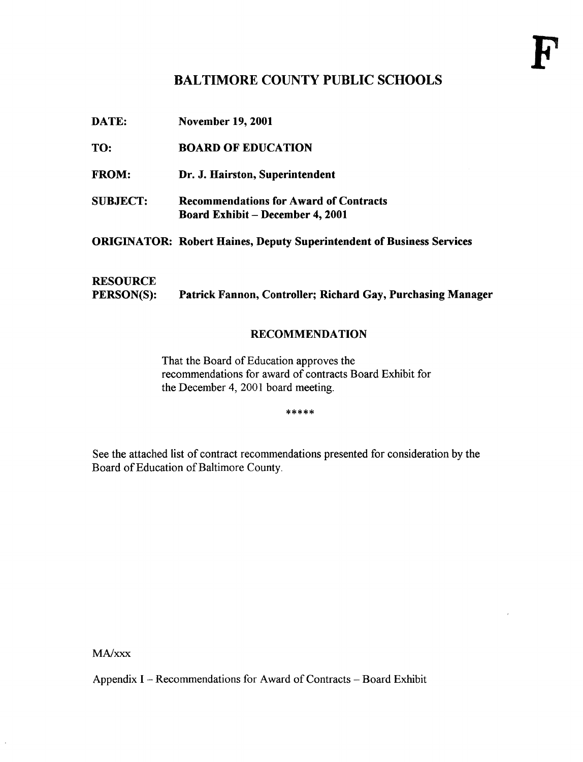F

# BALTIMORE COUNTY PUBLIC SCHOOLS

**DATE:** November 19, 2001

**TO:** BOARD OF EDUCATION

**FROM:** Dr. J. Hairston, Superintendent

**SUBJECT:** Recommendations for Award of Contracts
Board Exhibit – December 4, 2001

**ORIGINATOR:** Robert Haines, Deputy Superintendent of Business Services

**RESOURCE PERSON(S):** Patrick Fannon, Controller; Richard Gay, Purchasing Manager

## RECOMMENDATION

That the Board of Education approves the recommendations for award of contracts Board Exhibit for the December 4, 2001 board meeting.

*****

See the attached list of contract recommendations presented for consideration by the Board of Education of Baltimore County.

MA/xxx

Appendix I – Recommendations for Award of Contracts – Board Exhibit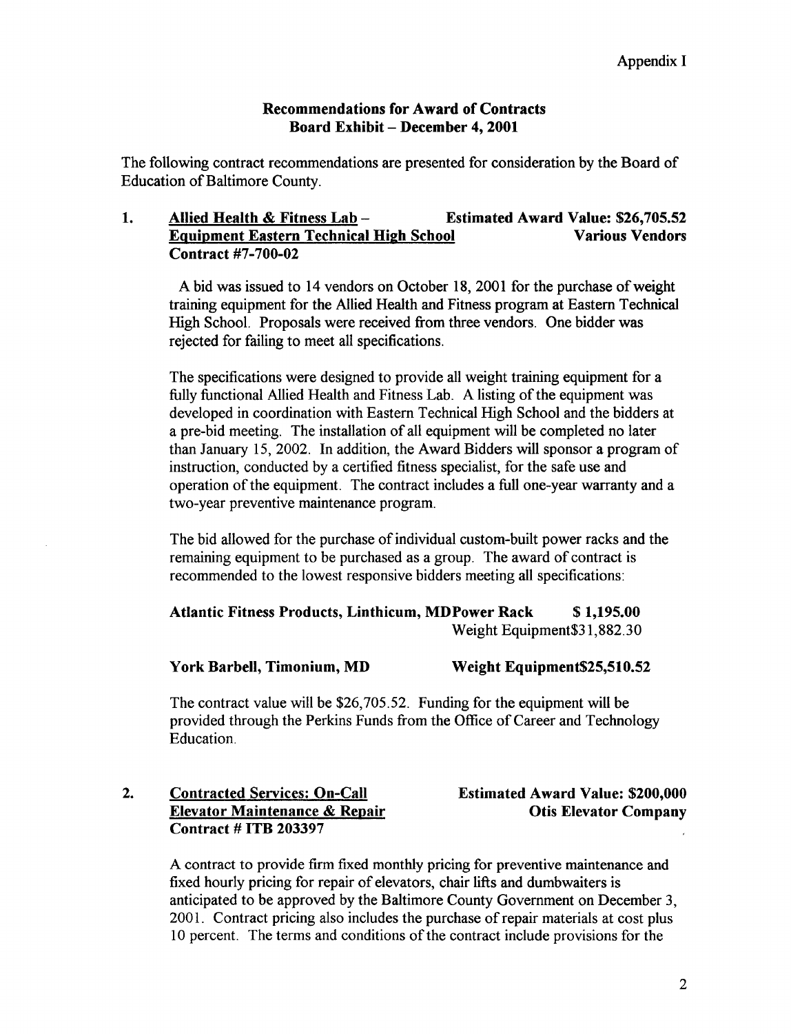Appendix I

## Recommendations for Award of Contracts
## Board Exhibit – December 4, 2001

The following contract recommendations are presented for consideration by the Board of Education of Baltimore County.

**1. Allied Health & Fitness Lab – Equipment Eastern Technical High School** **Estimated Award Value: $26,705.52**
**Contract #7-700-02** **Various Vendors**

A bid was issued to 14 vendors on October 18, 2001 for the purchase of weight training equipment for the Allied Health and Fitness program at Eastern Technical High School. Proposals were received from three vendors. One bidder was rejected for failing to meet all specifications.

The specifications were designed to provide all weight training equipment for a fully functional Allied Health and Fitness Lab. A listing of the equipment was developed in coordination with Eastern Technical High School and the bidders at a pre-bid meeting. The installation of all equipment will be completed no later than January 15, 2002. In addition, the Award Bidders will sponsor a program of instruction, conducted by a certified fitness specialist, for the safe use and operation of the equipment. The contract includes a full one-year warranty and a two-year preventive maintenance program.

The bid allowed for the purchase of individual custom-built power racks and the remaining equipment to be purchased as a group. The award of contract is recommended to the lowest responsive bidders meeting all specifications:

**Atlantic Fitness Products, Linthicum, MD** **Power Rack $ 1,195.00**
Weight Equipment $31,882.30

**York Barbell, Timonium, MD** **Weight Equipment $25,510.52**

The contract value will be $26,705.52. Funding for the equipment will be provided through the Perkins Funds from the Office of Career and Technology Education.

**2. Contracted Services: On-Call Elevator Maintenance & Repair** **Estimated Award Value: $200,000**
**Contract # ITB 203397** **Otis Elevator Company**

A contract to provide firm fixed monthly pricing for preventive maintenance and fixed hourly pricing for repair of elevators, chair lifts and dumbwaiters is anticipated to be approved by the Baltimore County Government on December 3, 2001. Contract pricing also includes the purchase of repair materials at cost plus 10 percent. The terms and conditions of the contract include provisions for the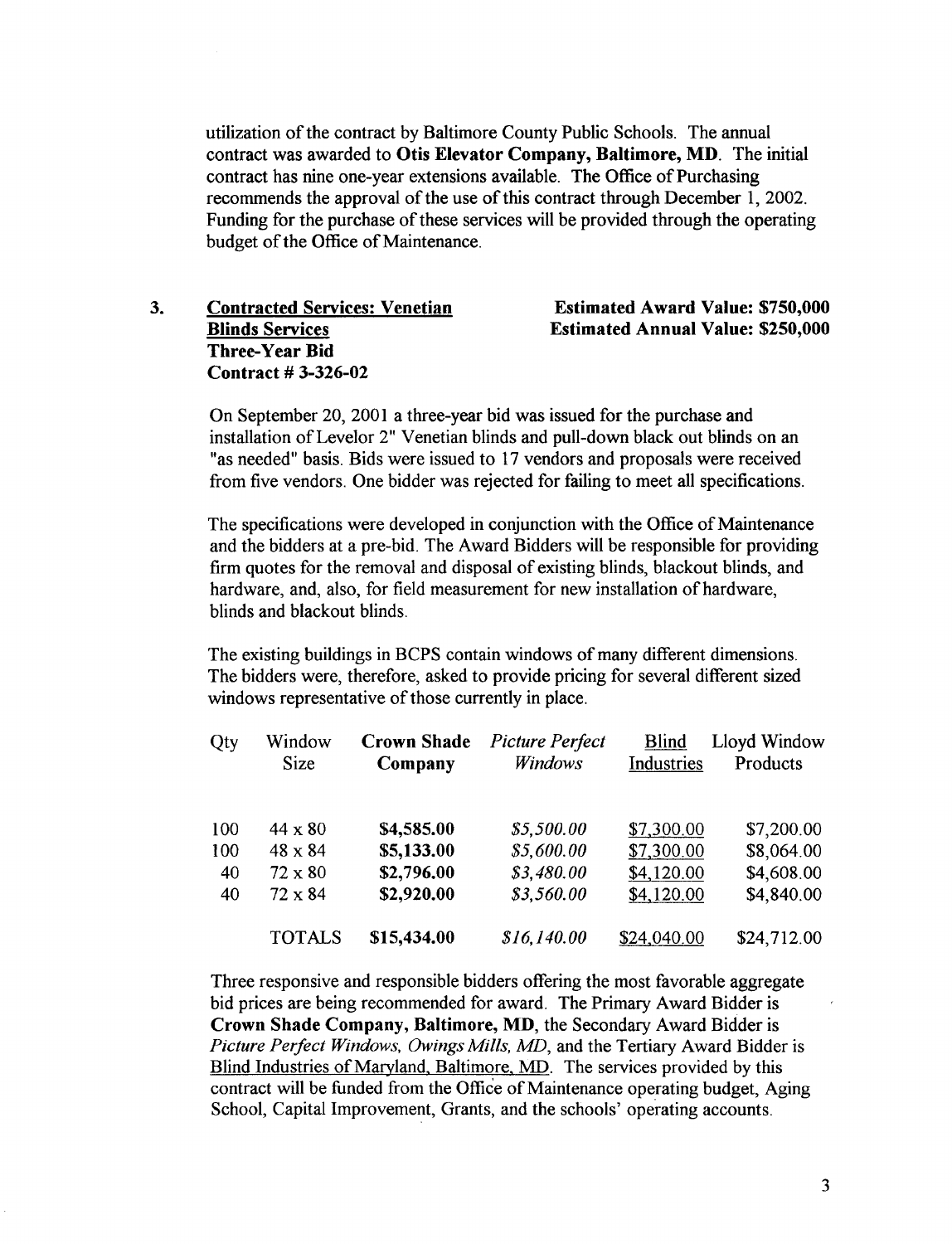utilization of the contract by Baltimore County Public Schools. The annual contract was awarded to **Otis Elevator Company, Baltimore, MD**. The initial contract has nine one-year extensions available. The Office of Purchasing recommends the approval of the use of this contract through December 1, 2002. Funding for the purchase of these services will be provided through the operating budget of the Office of Maintenance.

**3. Contracted Services: Venetian Blinds Services**
**Three-Year Bid**
**Contract # 3-326-02**

**Estimated Award Value: $750,000**
**Estimated Annual Value: $250,000**

On September 20, 2001 a three-year bid was issued for the purchase and installation of Levelor 2" Venetian blinds and pull-down black out blinds on an "as needed" basis. Bids were issued to 17 vendors and proposals were received from five vendors. One bidder was rejected for failing to meet all specifications.

The specifications were developed in conjunction with the Office of Maintenance and the bidders at a pre-bid. The Award Bidders will be responsible for providing firm quotes for the removal and disposal of existing blinds, blackout blinds, and hardware, and, also, for field measurement for new installation of hardware, blinds and blackout blinds.

The existing buildings in BCPS contain windows of many different dimensions. The bidders were, therefore, asked to provide pricing for several different sized windows representative of those currently in place.

| Qty | Window Size | **Crown Shade Company** | *Picture Perfect Windows* | Blind Industries | Lloyd Window Products |
|---|---|---|---|---|---|
| 100 | 44 x 80 | **$4,585.00** | *$5,500.00* | $7,300.00 | $7,200.00 |
| 100 | 48 x 84 | **$5,133.00** | *$5,600.00* | $7,300.00 | $8,064.00 |
| 40 | 72 x 80 | **$2,796.00** | *$3,480.00* | $4,120.00 | $4,608.00 |
| 40 | 72 x 84 | **$2,920.00** | *$3,560.00* | $4,120.00 | $4,840.00 |
| | TOTALS | **$15,434.00** | *$16,140.00* | $24,040.00 | $24,712.00 |

Three responsive and responsible bidders offering the most favorable aggregate bid prices are being recommended for award. The Primary Award Bidder is **Crown Shade Company, Baltimore, MD**, the Secondary Award Bidder is *Picture Perfect Windows, Owings Mills, MD*, and the Tertiary Award Bidder is Blind Industries of Maryland, Baltimore, MD. The services provided by this contract will be funded from the Office of Maintenance operating budget, Aging School, Capital Improvement, Grants, and the schools' operating accounts.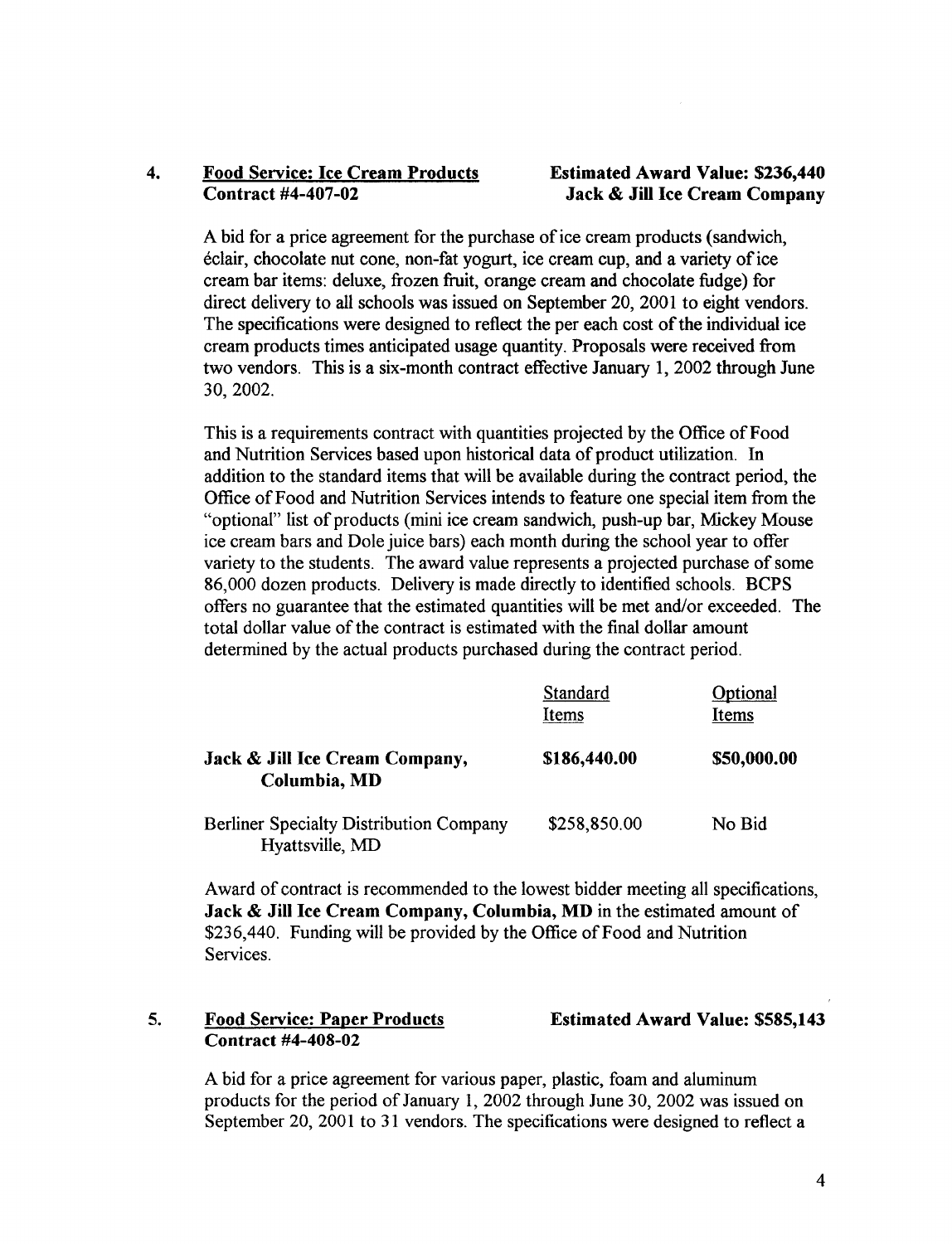4. **Food Service: Ice Cream Products** **Estimated Award Value: $236,440**
**Contract #4-407-02** **Jack & Jill Ice Cream Company**

A bid for a price agreement for the purchase of ice cream products (sandwich, éclair, chocolate nut cone, non-fat yogurt, ice cream cup, and a variety of ice cream bar items: deluxe, frozen fruit, orange cream and chocolate fudge) for direct delivery to all schools was issued on September 20, 2001 to eight vendors. The specifications were designed to reflect the per each cost of the individual ice cream products times anticipated usage quantity. Proposals were received from two vendors. This is a six-month contract effective January 1, 2002 through June 30, 2002.

This is a requirements contract with quantities projected by the Office of Food and Nutrition Services based upon historical data of product utilization. In addition to the standard items that will be available during the contract period, the Office of Food and Nutrition Services intends to feature one special item from the "optional" list of products (mini ice cream sandwich, push-up bar, Mickey Mouse ice cream bars and Dole juice bars) each month during the school year to offer variety to the students. The award value represents a projected purchase of some 86,000 dozen products. Delivery is made directly to identified schools. BCPS offers no guarantee that the estimated quantities will be met and/or exceeded. The total dollar value of the contract is estimated with the final dollar amount determined by the actual products purchased during the contract period.

| | Standard Items | Optional Items |
|---|---|---|
| **Jack & Jill Ice Cream Company, Columbia, MD** | **$186,440.00** | **$50,000.00** |
| Berliner Specialty Distribution Company Hyattsville, MD | $258,850.00 | No Bid |

Award of contract is recommended to the lowest bidder meeting all specifications, **Jack & Jill Ice Cream Company, Columbia, MD** in the estimated amount of $236,440. Funding will be provided by the Office of Food and Nutrition Services.

5. **Food Service: Paper Products** **Estimated Award Value: $585,143**
**Contract #4-408-02**

A bid for a price agreement for various paper, plastic, foam and aluminum products for the period of January 1, 2002 through June 30, 2002 was issued on September 20, 2001 to 31 vendors. The specifications were designed to reflect a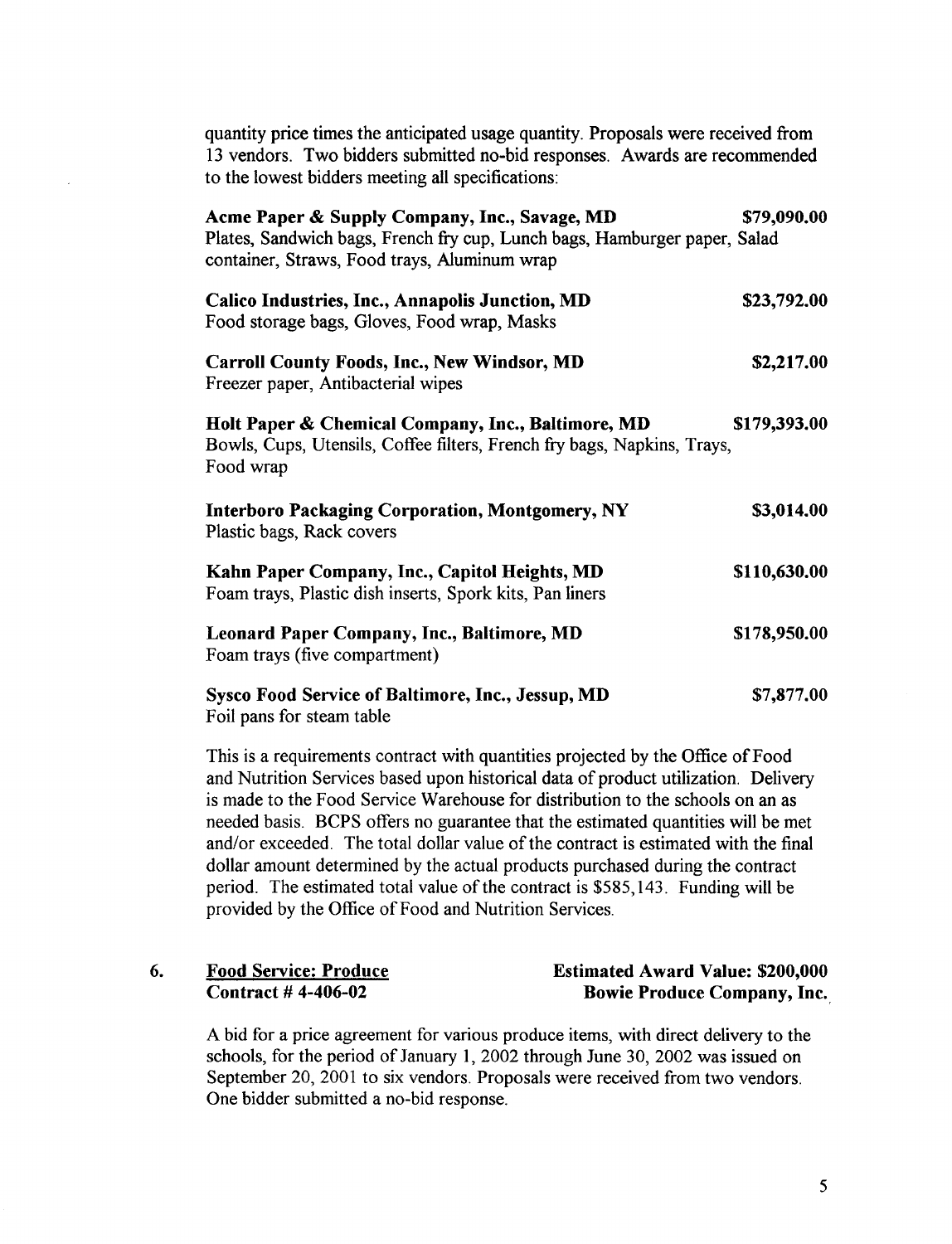quantity price times the anticipated usage quantity. Proposals were received from 13 vendors. Two bidders submitted no-bid responses. Awards are recommended to the lowest bidders meeting all specifications:

**Acme Paper & Supply Company, Inc., Savage, MD** **$79,090.00**
Plates, Sandwich bags, French fry cup, Lunch bags, Hamburger paper, Salad container, Straws, Food trays, Aluminum wrap

**Calico Industries, Inc., Annapolis Junction, MD** **$23,792.00**
Food storage bags, Gloves, Food wrap, Masks

**Carroll County Foods, Inc., New Windsor, MD** **$2,217.00**
Freezer paper, Antibacterial wipes

**Holt Paper & Chemical Company, Inc., Baltimore, MD** **$179,393.00**
Bowls, Cups, Utensils, Coffee filters, French fry bags, Napkins, Trays, Food wrap

**Interboro Packaging Corporation, Montgomery, NY** **$3,014.00**
Plastic bags, Rack covers

**Kahn Paper Company, Inc., Capitol Heights, MD** **$110,630.00**
Foam trays, Plastic dish inserts, Spork kits, Pan liners

**Leonard Paper Company, Inc., Baltimore, MD** **$178,950.00**
Foam trays (five compartment)

**Sysco Food Service of Baltimore, Inc., Jessup, MD** **$7,877.00**
Foil pans for steam table

This is a requirements contract with quantities projected by the Office of Food and Nutrition Services based upon historical data of product utilization. Delivery is made to the Food Service Warehouse for distribution to the schools on an as needed basis. BCPS offers no guarantee that the estimated quantities will be met and/or exceeded. The total dollar value of the contract is estimated with the final dollar amount determined by the actual products purchased during the contract period. The estimated total value of the contract is $585,143. Funding will be provided by the Office of Food and Nutrition Services.

6. <u>**Food Service: Produce**</u> **Estimated Award Value: $200,000**
**Contract # 4-406-02** **Bowie Produce Company, Inc.**

A bid for a price agreement for various produce items, with direct delivery to the schools, for the period of January 1, 2002 through June 30, 2002 was issued on September 20, 2001 to six vendors. Proposals were received from two vendors. One bidder submitted a no-bid response.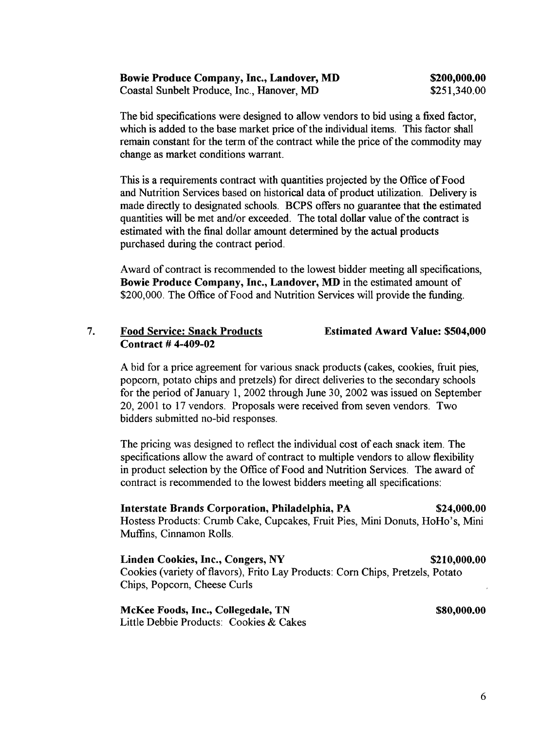**Bowie Produce Company, Inc., Landover, MD** **$200,000.00**
Coastal Sunbelt Produce, Inc., Hanover, MD $251,340.00

The bid specifications were designed to allow vendors to bid using a fixed factor, which is added to the base market price of the individual items. This factor shall remain constant for the term of the contract while the price of the commodity may change as market conditions warrant.

This is a requirements contract with quantities projected by the Office of Food and Nutrition Services based on historical data of product utilization. Delivery is made directly to designated schools. BCPS offers no guarantee that the estimated quantities will be met and/or exceeded. The total dollar value of the contract is estimated with the final dollar amount determined by the actual products purchased during the contract period.

Award of contract is recommended to the lowest bidder meeting all specifications, **Bowie Produce Company, Inc., Landover, MD** in the estimated amount of $200,000. The Office of Food and Nutrition Services will provide the funding.

7. **Food Service: Snack Products** **Estimated Award Value: $504,000**
**Contract # 4-409-02**

A bid for a price agreement for various snack products (cakes, cookies, fruit pies, popcorn, potato chips and pretzels) for direct deliveries to the secondary schools for the period of January 1, 2002 through June 30, 2002 was issued on September 20, 2001 to 17 vendors. Proposals were received from seven vendors. Two bidders submitted no-bid responses.

The pricing was designed to reflect the individual cost of each snack item. The specifications allow the award of contract to multiple vendors to allow flexibility in product selection by the Office of Food and Nutrition Services. The award of contract is recommended to the lowest bidders meeting all specifications:

**Interstate Brands Corporation, Philadelphia, PA** **$24,000.00**
Hostess Products: Crumb Cake, Cupcakes, Fruit Pies, Mini Donuts, HoHo's, Mini Muffins, Cinnamon Rolls.

**Linden Cookies, Inc., Congers, NY** **$210,000.00**
Cookies (variety of flavors), Frito Lay Products: Corn Chips, Pretzels, Potato Chips, Popcorn, Cheese Curls

**McKee Foods, Inc., Collegedale, TN** **$80,000.00**
Little Debbie Products: Cookies & Cakes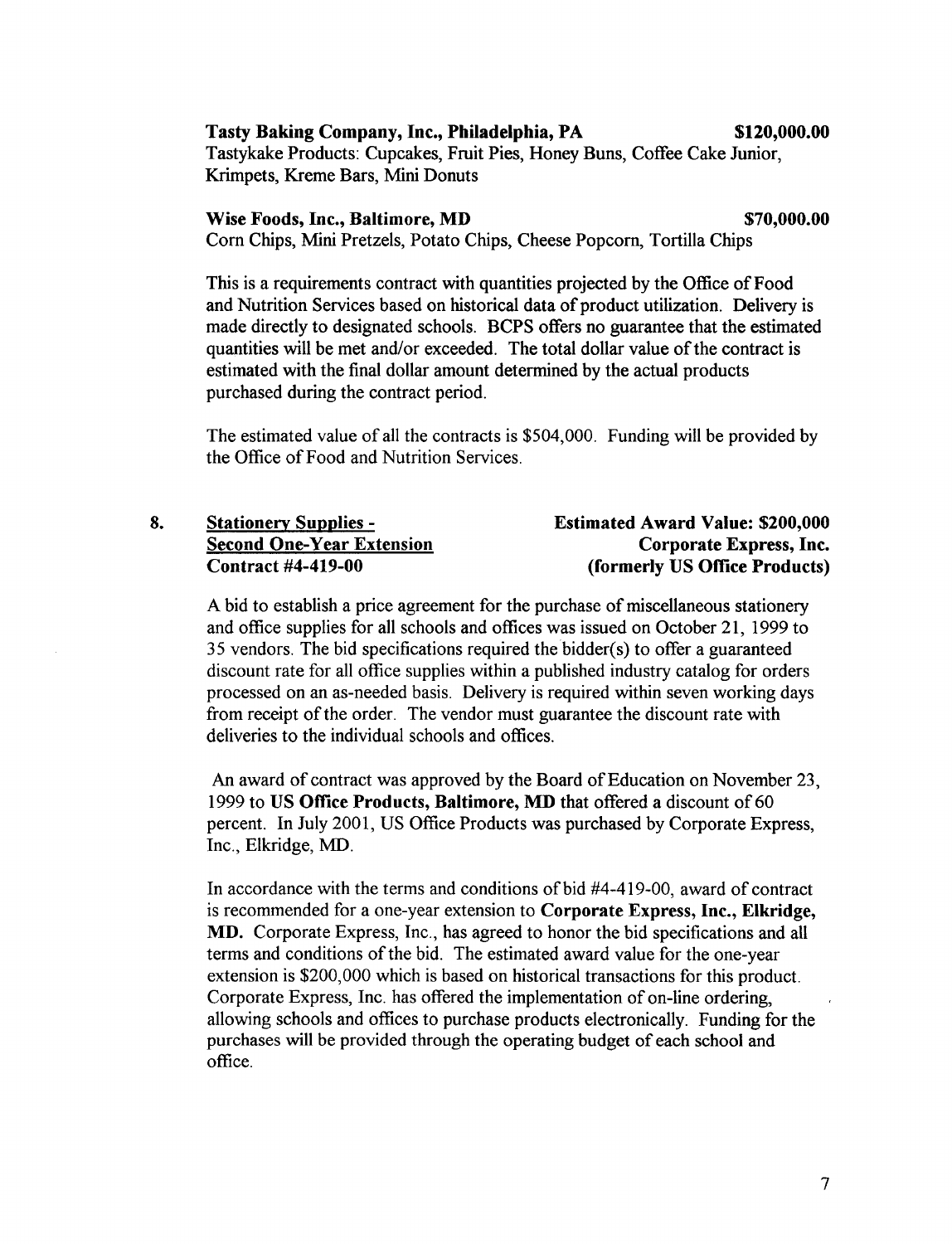**Tasty Baking Company, Inc., Philadelphia, PA** **\$120,000.00**
Tastykake Products: Cupcakes, Fruit Pies, Honey Buns, Coffee Cake Junior, Krimpets, Kreme Bars, Mini Donuts

**Wise Foods, Inc., Baltimore, MD** **\$70,000.00**
Corn Chips, Mini Pretzels, Potato Chips, Cheese Popcorn, Tortilla Chips

This is a requirements contract with quantities projected by the Office of Food and Nutrition Services based on historical data of product utilization. Delivery is made directly to designated schools. BCPS offers no guarantee that the estimated quantities will be met and/or exceeded. The total dollar value of the contract is estimated with the final dollar amount determined by the actual products purchased during the contract period.

The estimated value of all the contracts is \$504,000. Funding will be provided by the Office of Food and Nutrition Services.

8. **<u>Stationery Supplies -</u>**
**<u>Second One-Year Extension</u>**
**Contract #4-419-00**

**Estimated Award Value: \$200,000**
**Corporate Express, Inc.**
**(formerly US Office Products)**

A bid to establish a price agreement for the purchase of miscellaneous stationery and office supplies for all schools and offices was issued on October 21, 1999 to 35 vendors. The bid specifications required the bidder(s) to offer a guaranteed discount rate for all office supplies within a published industry catalog for orders processed on an as-needed basis. Delivery is required within seven working days from receipt of the order. The vendor must guarantee the discount rate with deliveries to the individual schools and offices.

An award of contract was approved by the Board of Education on November 23, 1999 to **US Office Products, Baltimore, MD** that offered a discount of 60 percent. In July 2001, US Office Products was purchased by Corporate Express, Inc., Elkridge, MD.

In accordance with the terms and conditions of bid #4-419-00, award of contract is recommended for a one-year extension to **Corporate Express, Inc., Elkridge, MD.** Corporate Express, Inc., has agreed to honor the bid specifications and all terms and conditions of the bid. The estimated award value for the one-year extension is \$200,000 which is based on historical transactions for this product. Corporate Express, Inc. has offered the implementation of on-line ordering, allowing schools and offices to purchase products electronically. Funding for the purchases will be provided through the operating budget of each school and office.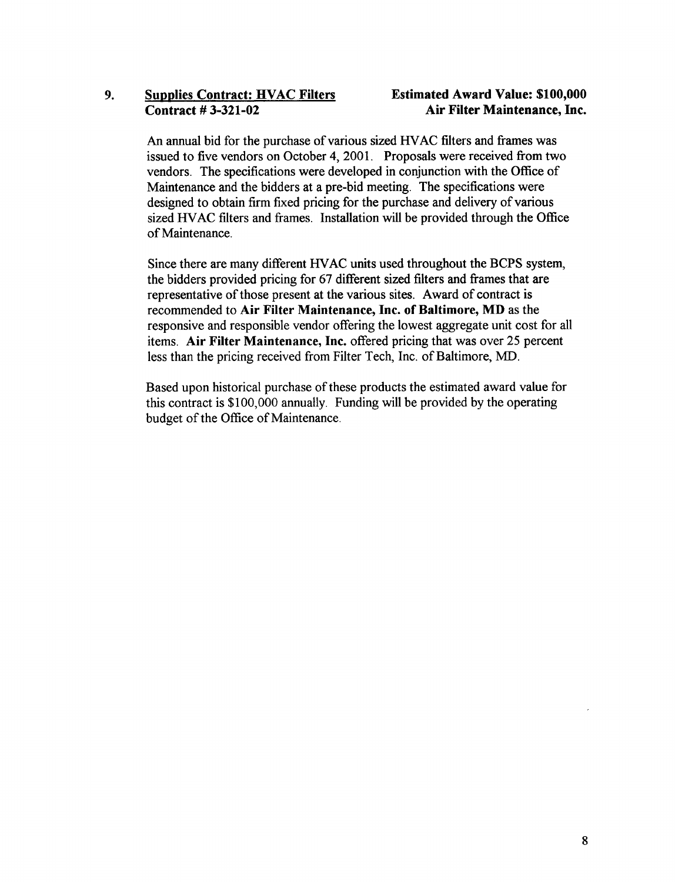9. <u>Supplies Contract: HVAC Filters</u> **Estimated Award Value: $100,000**
**Contract # 3-321-02** **Air Filter Maintenance, Inc.**

An annual bid for the purchase of various sized HVAC filters and frames was issued to five vendors on October 4, 2001. Proposals were received from two vendors. The specifications were developed in conjunction with the Office of Maintenance and the bidders at a pre-bid meeting. The specifications were designed to obtain firm fixed pricing for the purchase and delivery of various sized HVAC filters and frames. Installation will be provided through the Office of Maintenance.

Since there are many different HVAC units used throughout the BCPS system, the bidders provided pricing for 67 different sized filters and frames that are representative of those present at the various sites. Award of contract is recommended to **Air Filter Maintenance, Inc. of Baltimore, MD** as the responsive and responsible vendor offering the lowest aggregate unit cost for all items. **Air Filter Maintenance, Inc.** offered pricing that was over 25 percent less than the pricing received from Filter Tech, Inc. of Baltimore, MD.

Based upon historical purchase of these products the estimated award value for this contract is $100,000 annually. Funding will be provided by the operating budget of the Office of Maintenance.